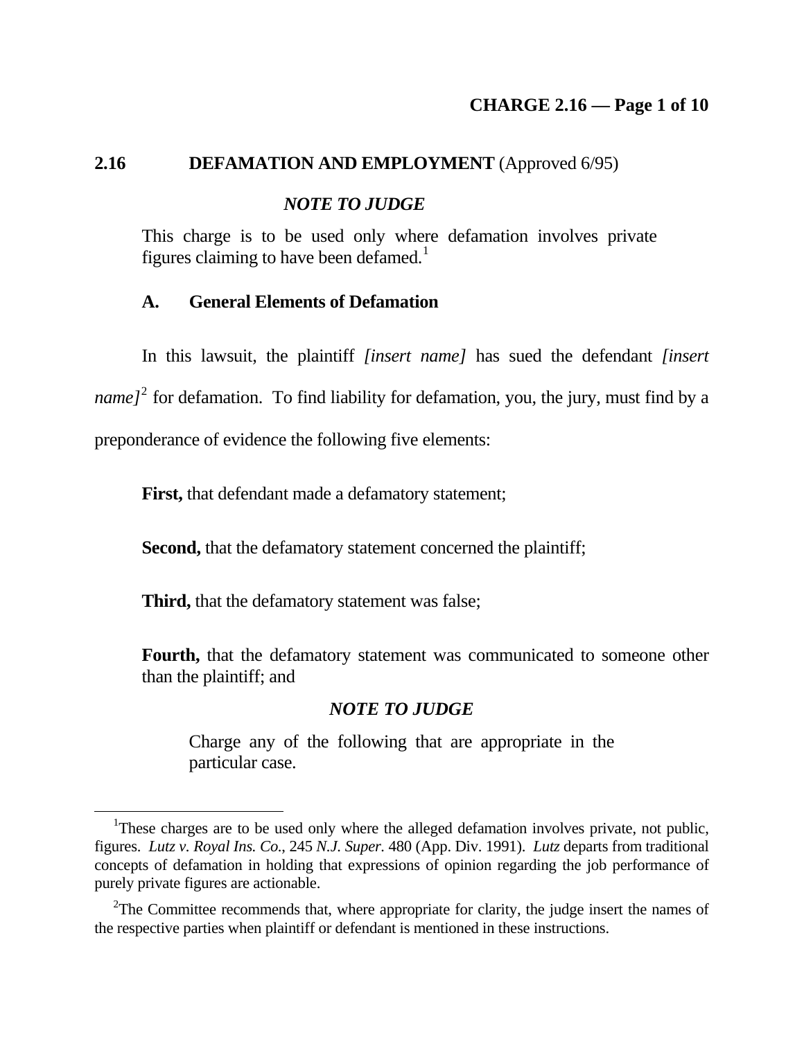## 2.16 DEFAMATION AND EMPLOYMENT (Approved 6/95)

***NOTE TO JUDGE***

This charge is to be used only where defamation involves private figures claiming to have been defamed.[1]

### A. General Elements of Defamation

In this lawsuit, the plaintiff *[insert name]* has sued the defendant *[insert name]*[2] for defamation. To find liability for defamation, you, the jury, must find by a preponderance of evidence the following five elements:

**First,** that defendant made a defamatory statement;

**Second,** that the defamatory statement concerned the plaintiff;

**Third,** that the defamatory statement was false;

**Fourth,** that the defamatory statement was communicated to someone other than the plaintiff; and

***NOTE TO JUDGE***

Charge any of the following that are appropriate in the particular case.

---

[1] These charges are to be used only where the alleged defamation involves private, not public, figures. *Lutz v. Royal Ins. Co.*, 245 *N.J. Super.* 480 (App. Div. 1991). *Lutz* departs from traditional concepts of defamation in holding that expressions of opinion regarding the job performance of purely private figures are actionable.

[2] The Committee recommends that, where appropriate for clarity, the judge insert the names of the respective parties when plaintiff or defendant is mentioned in these instructions.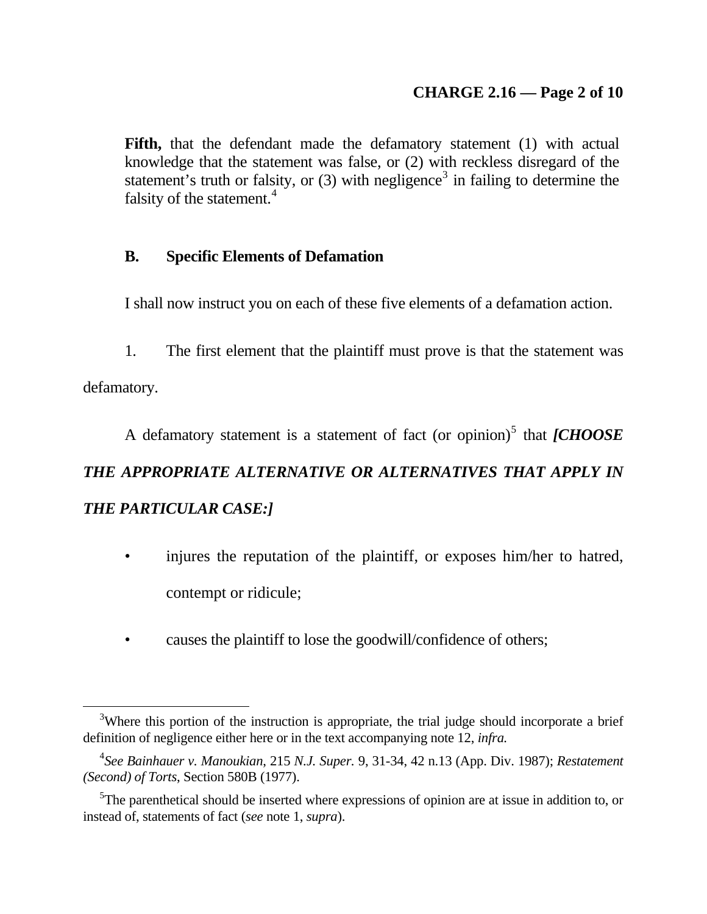**Fifth,** that the defendant made the defamatory statement (1) with actual knowledge that the statement was false, or (2) with reckless disregard of the statement's truth or falsity, or (3) with negligence[3] in failing to determine the falsity of the statement.[4]

### B. Specific Elements of Defamation

I shall now instruct you on each of these five elements of a defamation action.

1. The first element that the plaintiff must prove is that the statement was defamatory.

A defamatory statement is a statement of fact (or opinion)[5] that ***[CHOOSE THE APPROPRIATE ALTERNATIVE OR ALTERNATIVES THAT APPLY IN THE PARTICULAR CASE:]***

- injures the reputation of the plaintiff, or exposes him/her to hatred, contempt or ridicule;
- causes the plaintiff to lose the goodwill/confidence of others;

---

[3] Where this portion of the instruction is appropriate, the trial judge should incorporate a brief definition of negligence either here or in the text accompanying note 12, *infra.*

[4] *See Bainhauer v. Manoukian*, 215 *N.J. Super.* 9, 31-34, 42 n.13 (App. Div. 1987); *Restatement (Second) of Torts*, Section 580B (1977).

[5] The parenthetical should be inserted where expressions of opinion are at issue in addition to, or instead of, statements of fact (*see* note 1, *supra*).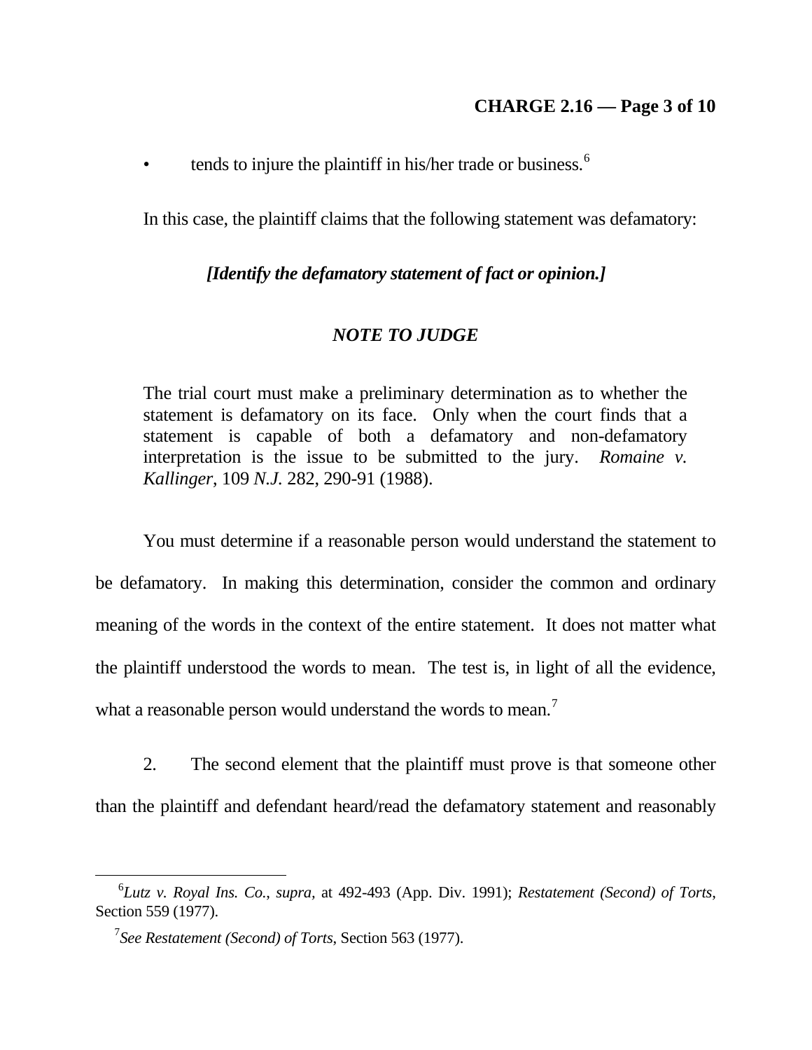- tends to injure the plaintiff in his/her trade or business.[6]

In this case, the plaintiff claims that the following statement was defamatory:

***[Identify the defamatory statement of fact or opinion.]***

***NOTE TO JUDGE***

> The trial court must make a preliminary determination as to whether the statement is defamatory on its face. Only when the court finds that a statement is capable of both a defamatory and non-defamatory interpretation is the issue to be submitted to the jury. *Romaine v. Kallinger*, 109 *N.J.* 282, 290-91 (1988).

You must determine if a reasonable person would understand the statement to be defamatory. In making this determination, consider the common and ordinary meaning of the words in the context of the entire statement. It does not matter what the plaintiff understood the words to mean. The test is, in light of all the evidence, what a reasonable person would understand the words to mean.[7]

2. The second element that the plaintiff must prove is that someone other than the plaintiff and defendant heard/read the defamatory statement and reasonably

---

[6] *Lutz v. Royal Ins. Co.*, *supra*, at 492-493 (App. Div. 1991); *Restatement (Second) of Torts*, Section 559 (1977).

[7] *See Restatement (Second) of Torts*, Section 563 (1977).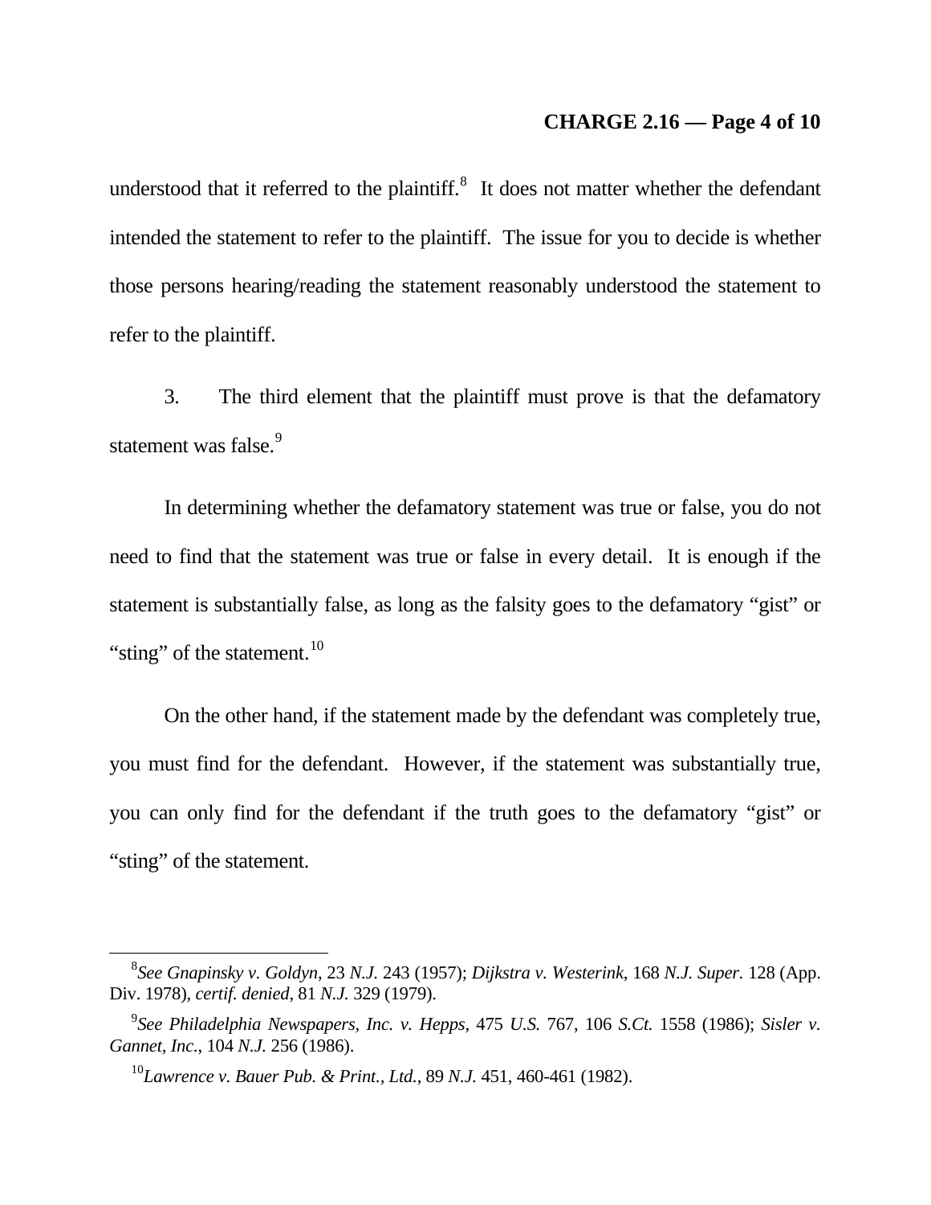understood that it referred to the plaintiff.[8] It does not matter whether the defendant intended the statement to refer to the plaintiff. The issue for you to decide is whether those persons hearing/reading the statement reasonably understood the statement to refer to the plaintiff.

3. The third element that the plaintiff must prove is that the defamatory statement was false.[9]

In determining whether the defamatory statement was true or false, you do not need to find that the statement was true or false in every detail. It is enough if the statement is substantially false, as long as the falsity goes to the defamatory "gist" or "sting" of the statement.[10]

On the other hand, if the statement made by the defendant was completely true, you must find for the defendant. However, if the statement was substantially true, you can only find for the defendant if the truth goes to the defamatory "gist" or "sting" of the statement.

---

[8] *See Gnapinsky v. Goldyn*, 23 *N.J.* 243 (1957); *Dijkstra v. Westerink*, 168 *N.J. Super.* 128 (App. Div. 1978), *certif. denied*, 81 *N.J.* 329 (1979).

[9] *See Philadelphia Newspapers, Inc. v. Hepps*, 475 *U.S.* 767, 106 *S.Ct.* 1558 (1986); *Sisler v. Gannet, Inc.*, 104 *N.J.* 256 (1986).

[10] *Lawrence v. Bauer Pub. & Print., Ltd.*, 89 *N.J.* 451, 460-461 (1982).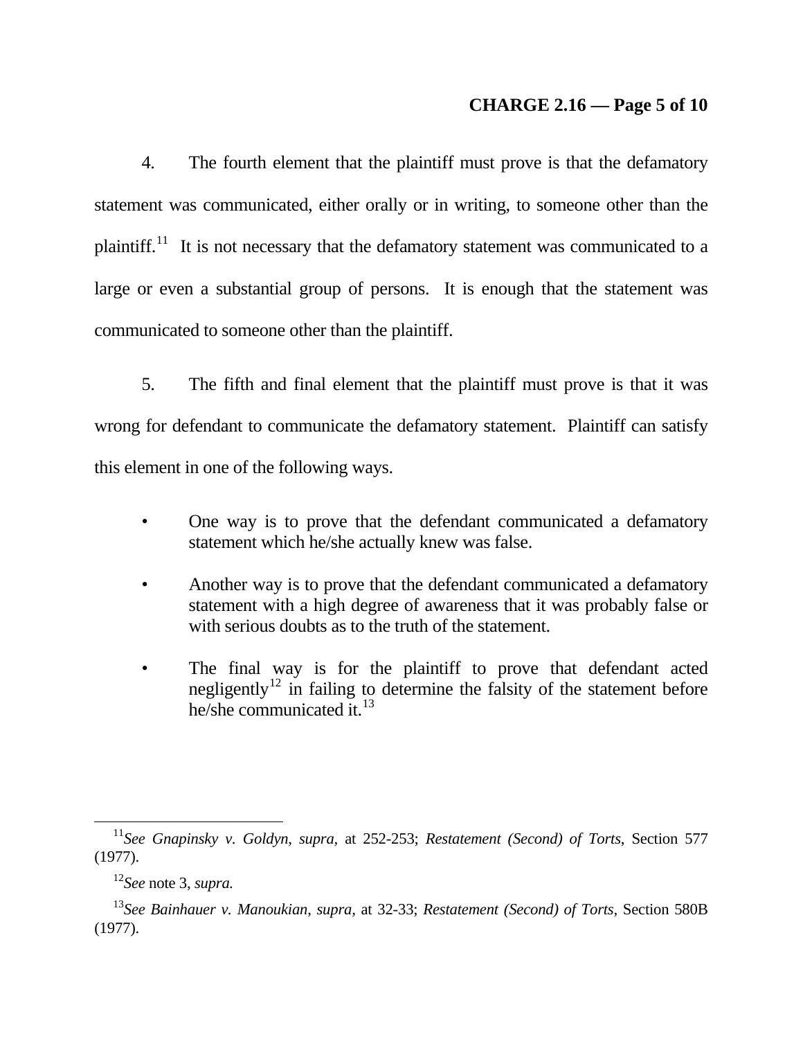4. The fourth element that the plaintiff must prove is that the defamatory statement was communicated, either orally or in writing, to someone other than the plaintiff.[11] It is not necessary that the defamatory statement was communicated to a large or even a substantial group of persons. It is enough that the statement was communicated to someone other than the plaintiff.

5. The fifth and final element that the plaintiff must prove is that it was wrong for defendant to communicate the defamatory statement. Plaintiff can satisfy this element in one of the following ways.

- One way is to prove that the defendant communicated a defamatory statement which he/she actually knew was false.
- Another way is to prove that the defendant communicated a defamatory statement with a high degree of awareness that it was probably false or with serious doubts as to the truth of the statement.
- The final way is for the plaintiff to prove that defendant acted negligently[12] in failing to determine the falsity of the statement before he/she communicated it.[13]

---

[11] *See Gnapinsky v. Goldyn, supra,* at 252-253; *Restatement (Second) of Torts*, Section 577 (1977).

[12] *See* note 3, *supra.*

[13] *See Bainhauer v. Manoukian, supra,* at 32-33; *Restatement (Second) of Torts*, Section 580B (1977).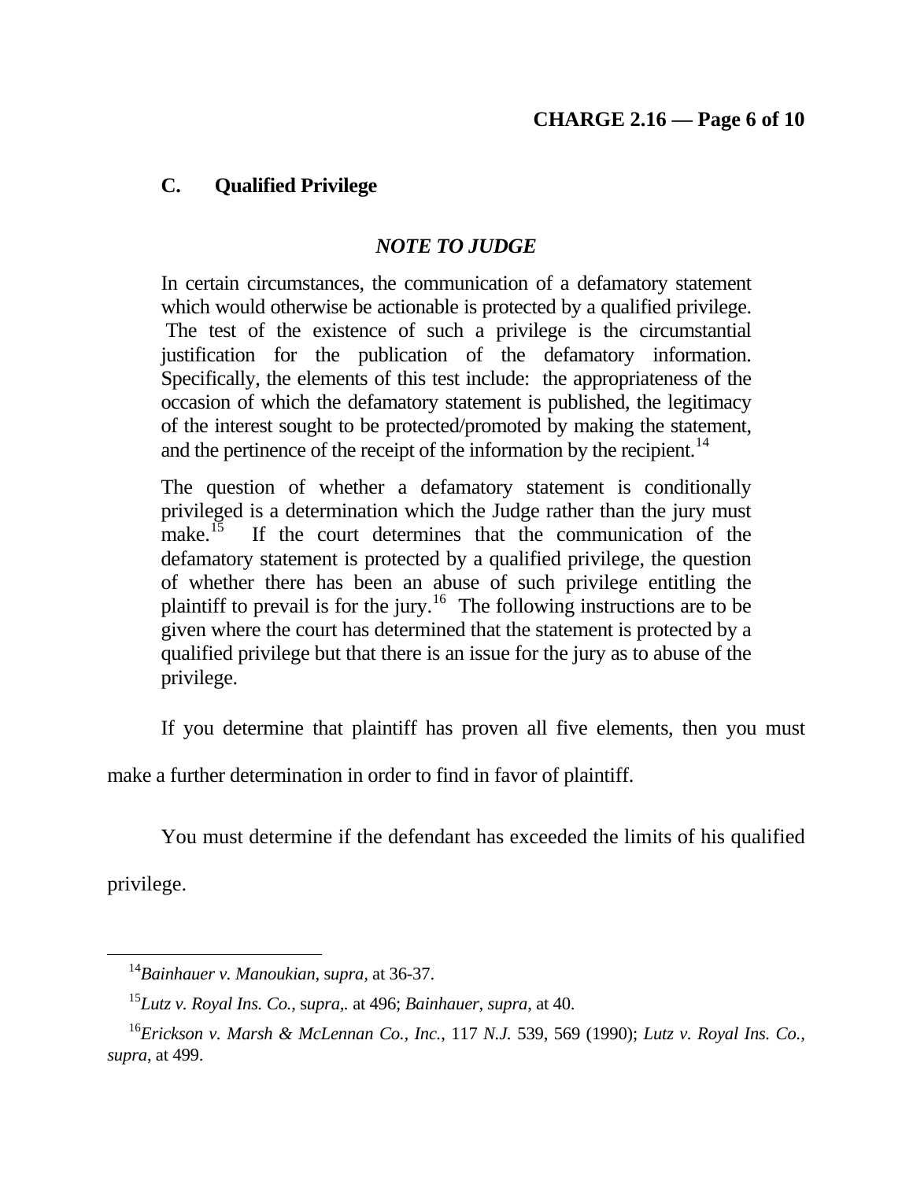## C. Qualified Privilege

### *NOTE TO JUDGE*

In certain circumstances, the communication of a defamatory statement which would otherwise be actionable is protected by a qualified privilege. The test of the existence of such a privilege is the circumstantial justification for the publication of the defamatory information. Specifically, the elements of this test include: the appropriateness of the occasion of which the defamatory statement is published, the legitimacy of the interest sought to be protected/promoted by making the statement, and the pertinence of the receipt of the information by the recipient.[14]

The question of whether a defamatory statement is conditionally privileged is a determination which the Judge rather than the jury must make.[15] If the court determines that the communication of the defamatory statement is protected by a qualified privilege, the question of whether there has been an abuse of such privilege entitling the plaintiff to prevail is for the jury.[16] The following instructions are to be given where the court has determined that the statement is protected by a qualified privilege but that there is an issue for the jury as to abuse of the privilege.

If you determine that plaintiff has proven all five elements, then you must make a further determination in order to find in favor of plaintiff.

You must determine if the defendant has exceeded the limits of his qualified privilege.

---

[14] *Bainhauer v. Manoukian*, s*upra*, at 36-37.

[15] *Lutz v. Royal Ins. Co.*, s*upra*,. at 496; *Bainhauer, supra*, at 40.

[16] *Erickson v. Marsh & McLennan Co., Inc.*, 117 *N.J.* 539, 569 (1990); *Lutz v. Royal Ins. Co., supra*, at 499.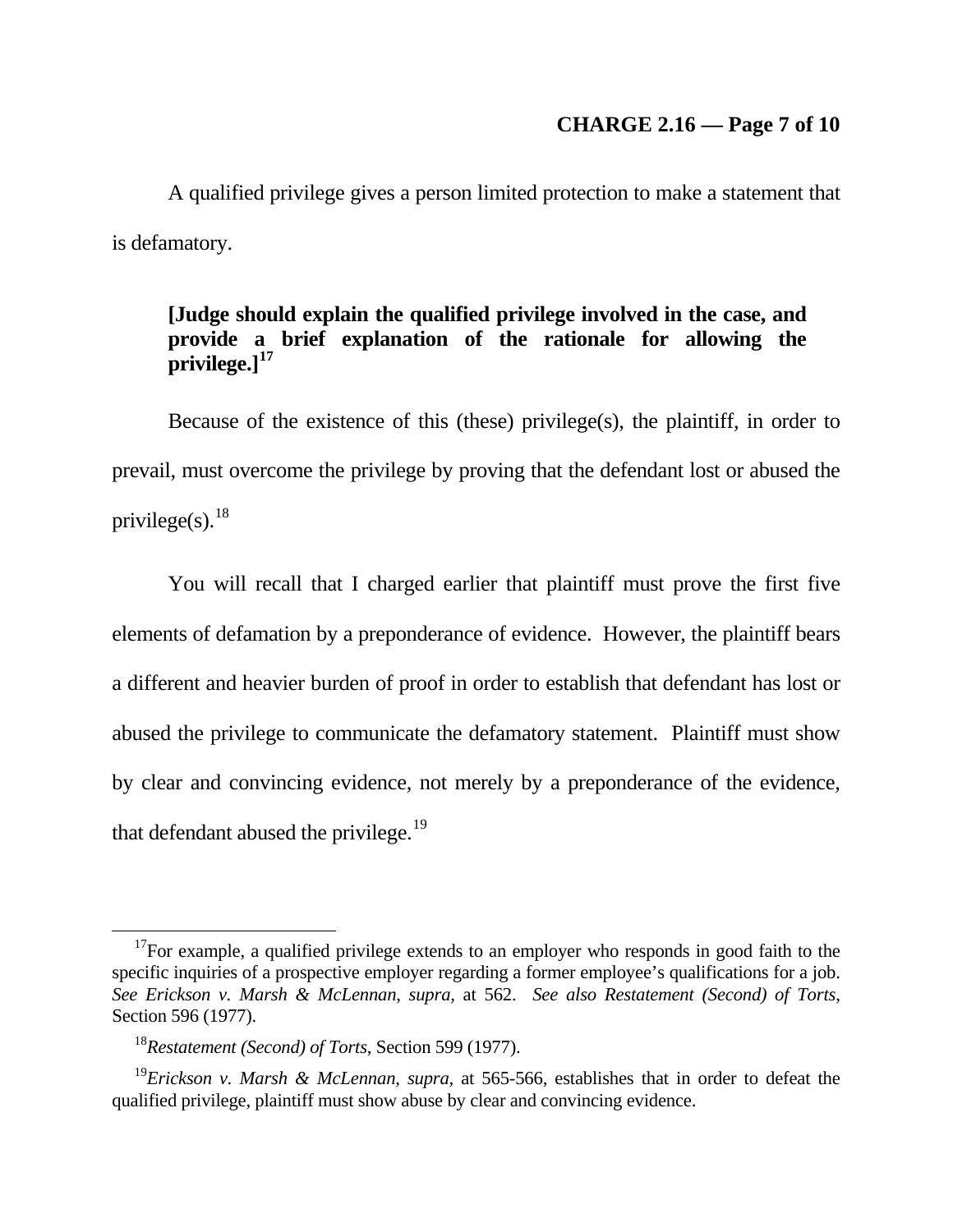A qualified privilege gives a person limited protection to make a statement that is defamatory.

**[Judge should explain the qualified privilege involved in the case, and provide a brief explanation of the rationale for allowing the privilege.][17]**

Because of the existence of this (these) privilege(s), the plaintiff, in order to prevail, must overcome the privilege by proving that the defendant lost or abused the privilege(s).[18]

You will recall that I charged earlier that plaintiff must prove the first five elements of defamation by a preponderance of evidence. However, the plaintiff bears a different and heavier burden of proof in order to establish that defendant has lost or abused the privilege to communicate the defamatory statement. Plaintiff must show by clear and convincing evidence, not merely by a preponderance of the evidence, that defendant abused the privilege.[19]

---

[17] For example, a qualified privilege extends to an employer who responds in good faith to the specific inquiries of a prospective employer regarding a former employee's qualifications for a job. *See Erickson v. Marsh & McLennan, supra,* at 562. *See also Restatement (Second) of Torts*, Section 596 (1977).

[18] *Restatement (Second) of Torts*, Section 599 (1977).

[19] *Erickson v. Marsh & McLennan*, *supra,* at 565-566, establishes that in order to defeat the qualified privilege, plaintiff must show abuse by clear and convincing evidence.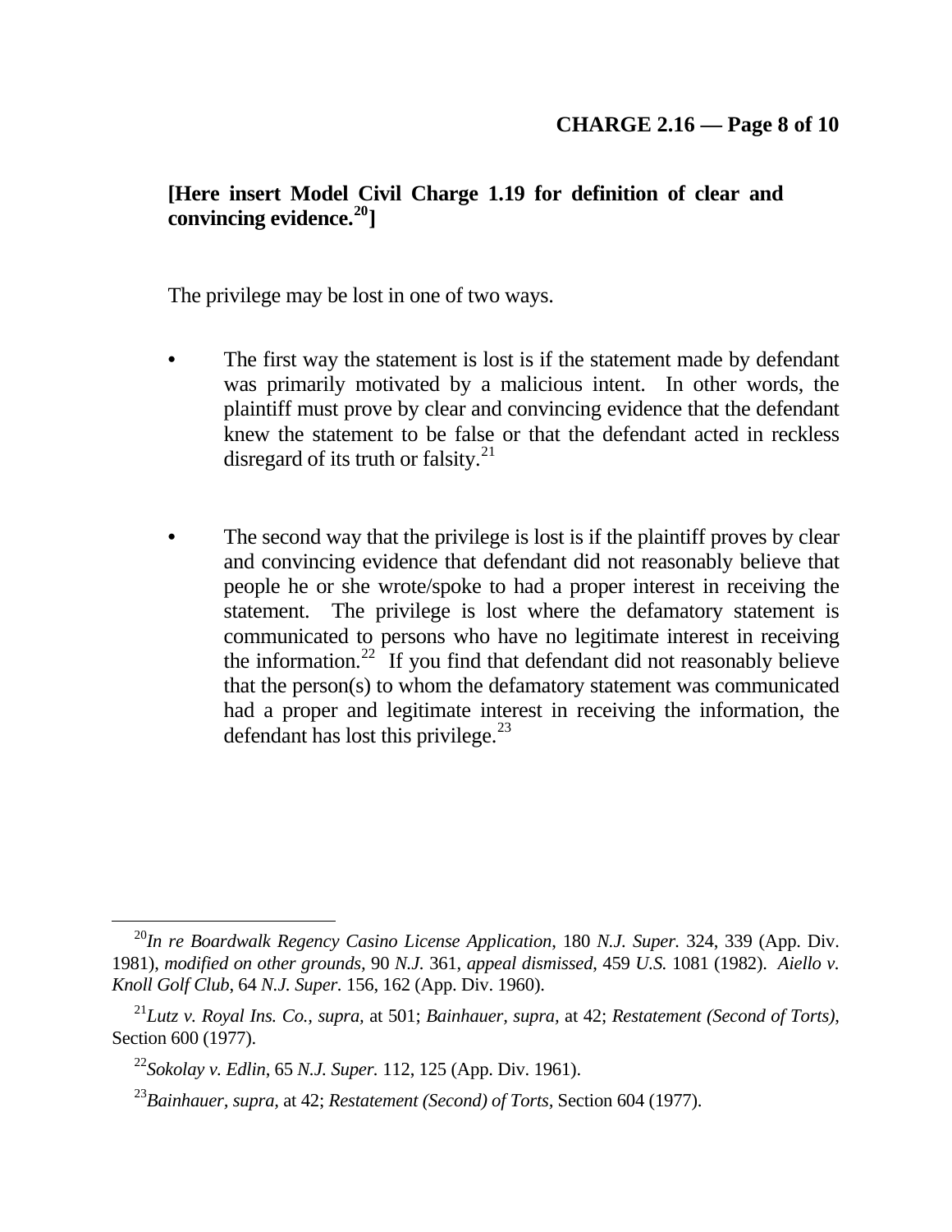**[Here insert Model Civil Charge 1.19 for definition of clear and convincing evidence.[20]]**

The privilege may be lost in one of two ways.

- The first way the statement is lost is if the statement made by defendant was primarily motivated by a malicious intent. In other words, the plaintiff must prove by clear and convincing evidence that the defendant knew the statement to be false or that the defendant acted in reckless disregard of its truth or falsity.[21]

- The second way that the privilege is lost is if the plaintiff proves by clear and convincing evidence that defendant did not reasonably believe that people he or she wrote/spoke to had a proper interest in receiving the statement. The privilege is lost where the defamatory statement is communicated to persons who have no legitimate interest in receiving the information.[22] If you find that defendant did not reasonably believe that the person(s) to whom the defamatory statement was communicated had a proper and legitimate interest in receiving the information, the defendant has lost this privilege.[23]

---

[20] *In re Boardwalk Regency Casino License Application*, 180 *N.J. Super.* 324, 339 (App. Div. 1981), *modified on other grounds*, 90 *N.J.* 361, *appeal dismissed*, 459 *U.S.* 1081 (1982). *Aiello v. Knoll Golf Club*, 64 *N.J. Super.* 156, 162 (App. Div. 1960).

[21] *Lutz v. Royal Ins. Co., supra*, at 501; *Bainhauer, supra*, at 42; *Restatement (Second of Torts)*, Section 600 (1977).

[22] *Sokolay v. Edlin*, 65 *N.J. Super.* 112, 125 (App. Div. 1961).

[23] *Bainhauer, supra*, at 42; *Restatement (Second) of Torts*, Section 604 (1977).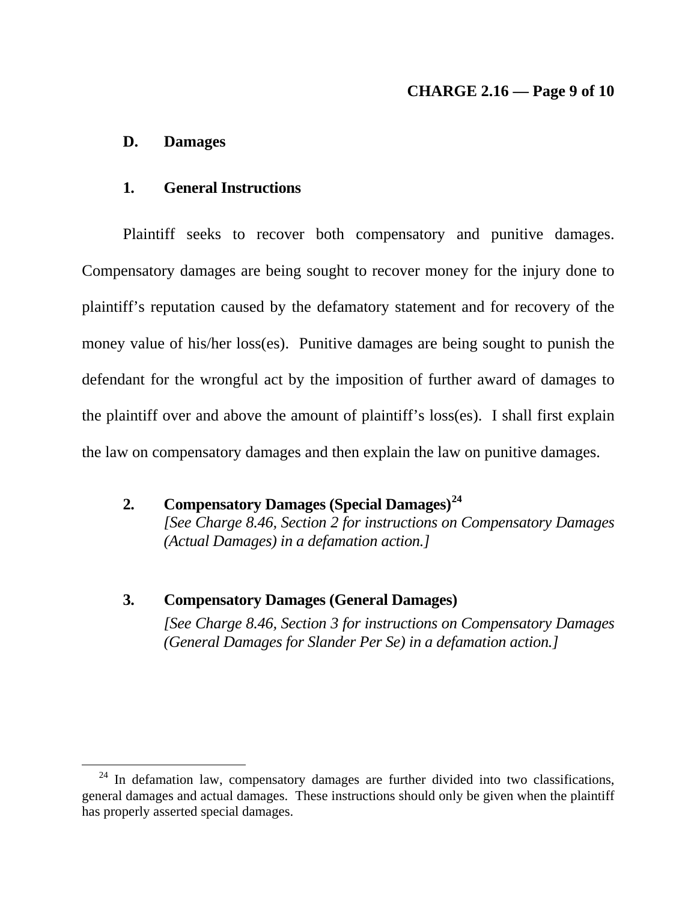### D. Damages

#### 1. General Instructions

Plaintiff seeks to recover both compensatory and punitive damages. Compensatory damages are being sought to recover money for the injury done to plaintiff's reputation caused by the defamatory statement and for recovery of the money value of his/her loss(es). Punitive damages are being sought to punish the defendant for the wrongful act by the imposition of further award of damages to the plaintiff over and above the amount of plaintiff's loss(es). I shall first explain the law on compensatory damages and then explain the law on punitive damages.

#### 2. Compensatory Damages (Special Damages)[24]

*[See Charge 8.46, Section 2 for instructions on Compensatory Damages (Actual Damages) in a defamation action.]*

#### 3. Compensatory Damages (General Damages)

*[See Charge 8.46, Section 3 for instructions on Compensatory Damages (General Damages for Slander Per Se) in a defamation action.]*

---

[24] In defamation law, compensatory damages are further divided into two classifications, general damages and actual damages. These instructions should only be given when the plaintiff has properly asserted special damages.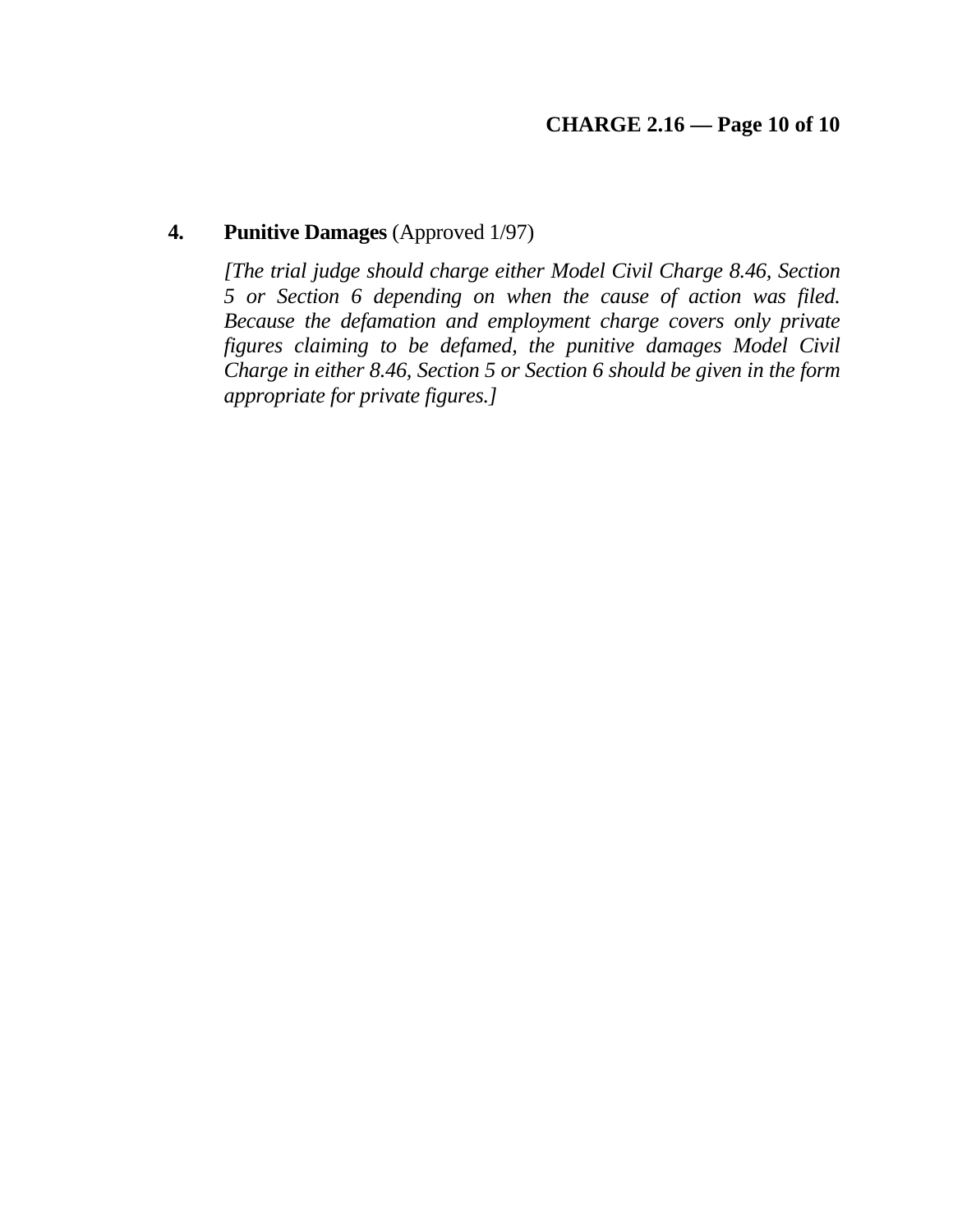**4. Punitive Damages** (Approved 1/97)

*[The trial judge should charge either Model Civil Charge 8.46, Section 5 or Section 6 depending on when the cause of action was filed. Because the defamation and employment charge covers only private figures claiming to be defamed, the punitive damages Model Civil Charge in either 8.46, Section 5 or Section 6 should be given in the form appropriate for private figures.]*